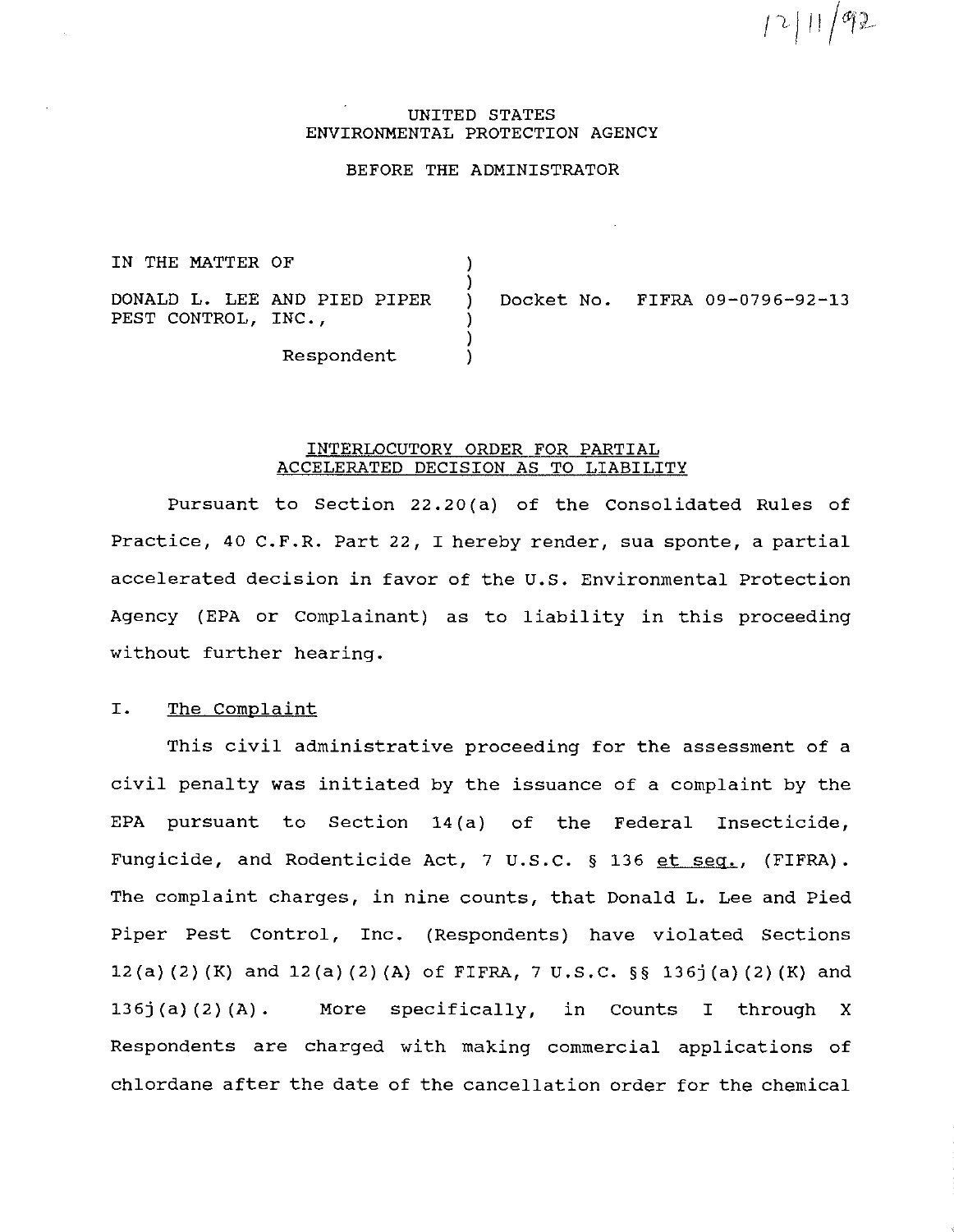12/11/92

UNITED STATES
ENVIRONMENTAL PROTECTION AGENCY

BEFORE THE ADMINISTRATOR

| | | |
|---|---|---|
| IN THE MATTER OF | ) | |
| | ) | |
| DONALD L. LEE AND PIED PIPER PEST CONTROL, INC., | ) | Docket No. FIFRA 09-0796-92-13 |
| | ) | |
| Respondent | ) | |

## INTERLOCUTORY ORDER FOR PARTIAL ACCELERATED DECISION AS TO LIABILITY

Pursuant to Section 22.20(a) of the Consolidated Rules of Practice, 40 C.F.R. Part 22, I hereby render, sua sponte, a partial accelerated decision in favor of the U.S. Environmental Protection Agency (EPA or Complainant) as to liability in this proceeding without further hearing.

### I. The Complaint

This civil administrative proceeding for the assessment of a civil penalty was initiated by the issuance of a complaint by the EPA pursuant to Section 14(a) of the Federal Insecticide, Fungicide, and Rodenticide Act, 7 U.S.C. § 136 et seq., (FIFRA). The complaint charges, in nine counts, that Donald L. Lee and Pied Piper Pest Control, Inc. (Respondents) have violated Sections 12(a)(2)(K) and 12(a)(2)(A) of FIFRA, 7 U.S.C. §§ 136j(a)(2)(K) and 136j(a)(2)(A). More specifically, in Counts I through X Respondents are charged with making commercial applications of chlordane after the date of the cancellation order for the chemical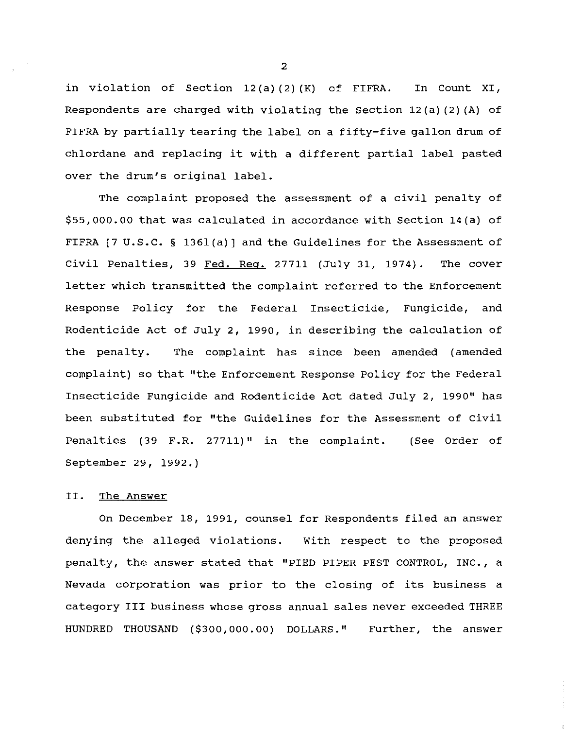in violation of Section 12(a)(2)(K) of FIFRA. In Count XI, Respondents are charged with violating the Section 12(a)(2)(A) of FIFRA by partially tearing the label on a fifty-five gallon drum of chlordane and replacing it with a different partial label pasted over the drum's original label.

The complaint proposed the assessment of a civil penalty of $55,000.00 that was calculated in accordance with Section 14(a) of FIFRA [7 U.S.C. § 136l(a)] and the Guidelines for the Assessment of Civil Penalties, 39 Fed. Reg. 27711 (July 31, 1974). The cover letter which transmitted the complaint referred to the Enforcement Response Policy for the Federal Insecticide, Fungicide, and Rodenticide Act of July 2, 1990, in describing the calculation of the penalty. The complaint has since been amended (amended complaint) so that "the Enforcement Response Policy for the Federal Insecticide Fungicide and Rodenticide Act dated July 2, 1990" has been substituted for "the Guidelines for the Assessment of Civil Penalties (39 F.R. 27711)" in the complaint. (See Order of September 29, 1992.)

## II. The Answer

On December 18, 1991, counsel for Respondents filed an answer denying the alleged violations. With respect to the proposed penalty, the answer stated that "PIED PIPER PEST CONTROL, INC., a Nevada corporation was prior to the closing of its business a category III business whose gross annual sales never exceeded THREE HUNDRED THOUSAND ($300,000.00) DOLLARS." Further, the answer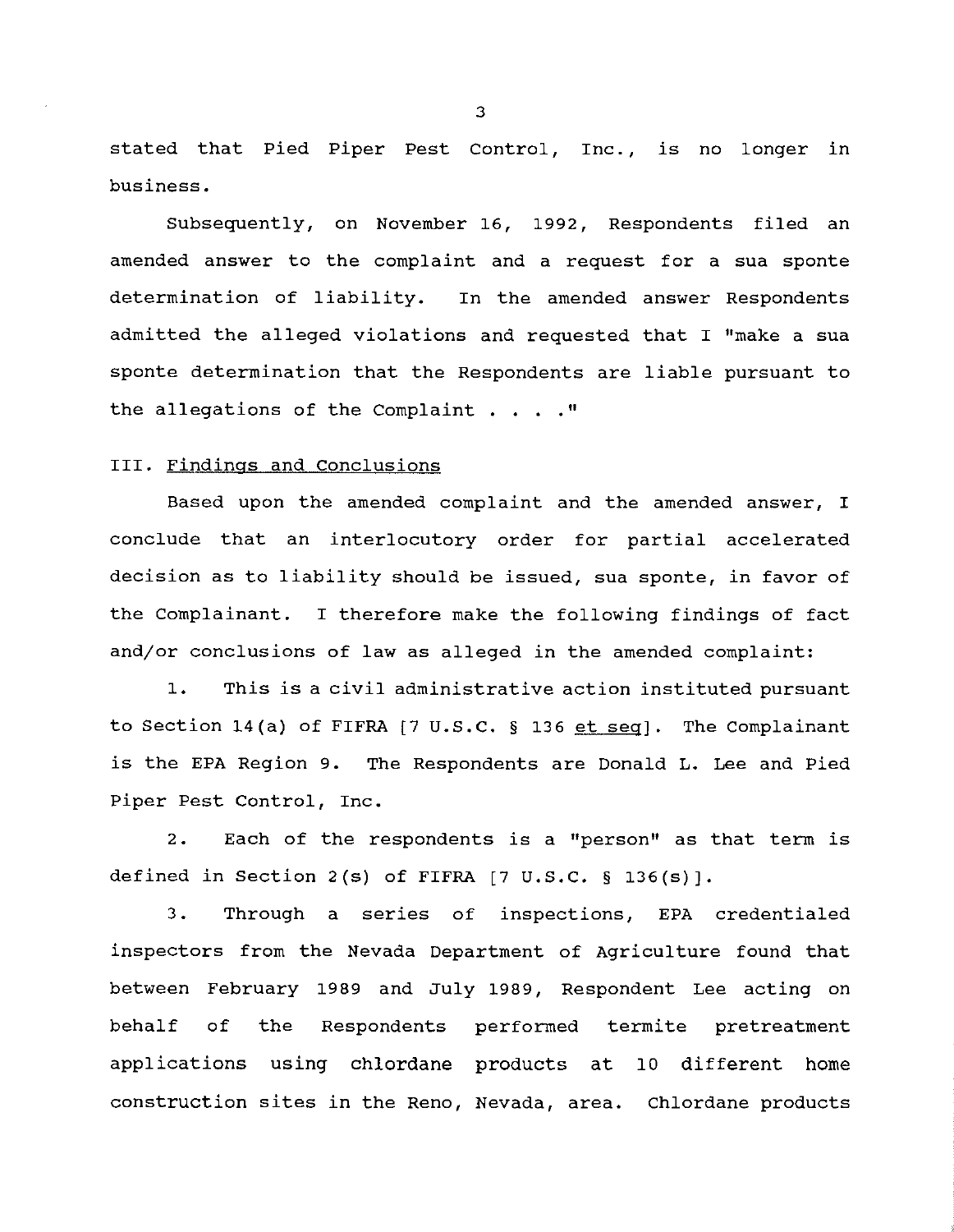stated that Pied Piper Pest Control, Inc., is no longer in business.

Subsequently, on November 16, 1992, Respondents filed an amended answer to the complaint and a request for a sua sponte determination of liability. In the amended answer Respondents admitted the alleged violations and requested that I "make a sua sponte determination that the Respondents are liable pursuant to the allegations of the Complaint . . . ."

## III. Findings and Conclusions

Based upon the amended complaint and the amended answer, I conclude that an interlocutory order for partial accelerated decision as to liability should be issued, sua sponte, in favor of the Complainant. I therefore make the following findings of fact and/or conclusions of law as alleged in the amended complaint:

1. This is a civil administrative action instituted pursuant to Section 14(a) of FIFRA [7 U.S.C. § 136 et seq]. The Complainant is the EPA Region 9. The Respondents are Donald L. Lee and Pied Piper Pest Control, Inc.

2. Each of the respondents is a "person" as that term is defined in Section 2(s) of FIFRA [7 U.S.C. § 136(s)].

3. Through a series of inspections, EPA credentialed inspectors from the Nevada Department of Agriculture found that between February 1989 and July 1989, Respondent Lee acting on behalf of the Respondents performed termite pretreatment applications using chlordane products at 10 different home construction sites in the Reno, Nevada, area. Chlordane products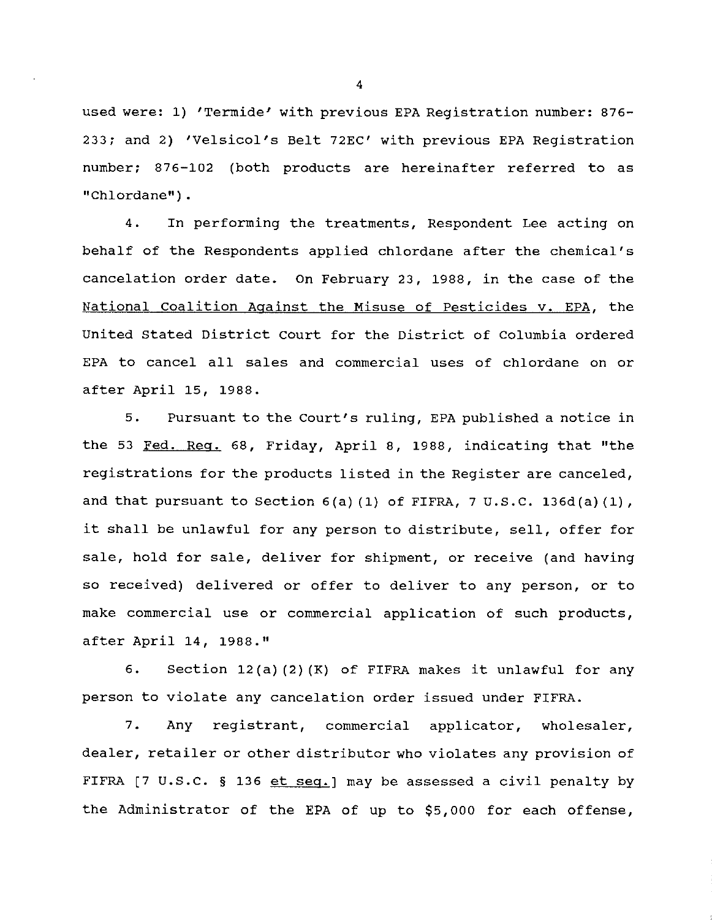used were: 1) 'Termide' with previous EPA Registration number: 876-233; and 2) 'Velsicol's Belt 72EC' with previous EPA Registration number; 876-102 (both products are hereinafter referred to as "Chlordane").

4. In performing the treatments, Respondent Lee acting on behalf of the Respondents applied chlordane after the chemical's cancelation order date. On February 23, 1988, in the case of the National Coalition Against the Misuse of Pesticides v. EPA, the United Stated District Court for the District of Columbia ordered EPA to cancel all sales and commercial uses of chlordane on or after April 15, 1988.

5. Pursuant to the Court's ruling, EPA published a notice in the 53 Fed. Reg. 68, Friday, April 8, 1988, indicating that "the registrations for the products listed in the Register are canceled, and that pursuant to Section 6(a)(1) of FIFRA, 7 U.S.C. 136d(a)(1), it shall be unlawful for any person to distribute, sell, offer for sale, hold for sale, deliver for shipment, or receive (and having so received) delivered or offer to deliver to any person, or to make commercial use or commercial application of such products, after April 14, 1988."

6. Section 12(a)(2)(K) of FIFRA makes it unlawful for any person to violate any cancelation order issued under FIFRA.

7. Any registrant, commercial applicator, wholesaler, dealer, retailer or other distributor who violates any provision of FIFRA [7 U.S.C. § 136 et seq.] may be assessed a civil penalty by the Administrator of the EPA of up to $5,000 for each offense,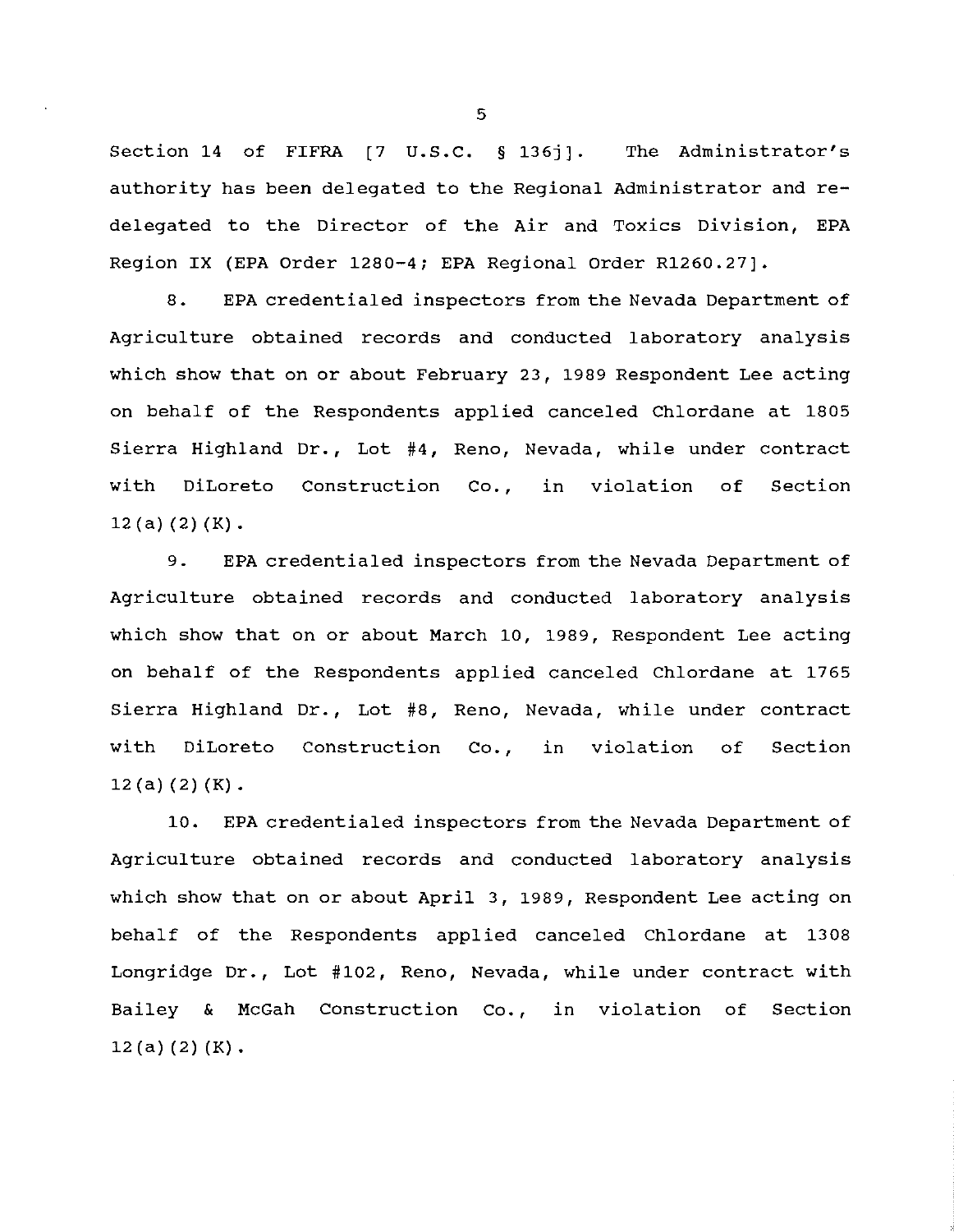Section 14 of FIFRA [7 U.S.C. § 136j]. The Administrator's authority has been delegated to the Regional Administrator and re-delegated to the Director of the Air and Toxics Division, EPA Region IX (EPA Order 1280-4; EPA Regional Order R1260.27].

8. EPA credentialed inspectors from the Nevada Department of Agriculture obtained records and conducted laboratory analysis which show that on or about February 23, 1989 Respondent Lee acting on behalf of the Respondents applied canceled Chlordane at 1805 Sierra Highland Dr., Lot #4, Reno, Nevada, while under contract with DiLoreto Construction Co., in violation of Section 12(a)(2)(K).

9. EPA credentialed inspectors from the Nevada Department of Agriculture obtained records and conducted laboratory analysis which show that on or about March 10, 1989, Respondent Lee acting on behalf of the Respondents applied canceled Chlordane at 1765 Sierra Highland Dr., Lot #8, Reno, Nevada, while under contract with DiLoreto Construction Co., in violation of Section 12(a)(2)(K).

10. EPA credentialed inspectors from the Nevada Department of Agriculture obtained records and conducted laboratory analysis which show that on or about April 3, 1989, Respondent Lee acting on behalf of the Respondents applied canceled Chlordane at 1308 Longridge Dr., Lot #102, Reno, Nevada, while under contract with Bailey & McGah Construction Co., in violation of Section 12(a)(2)(K).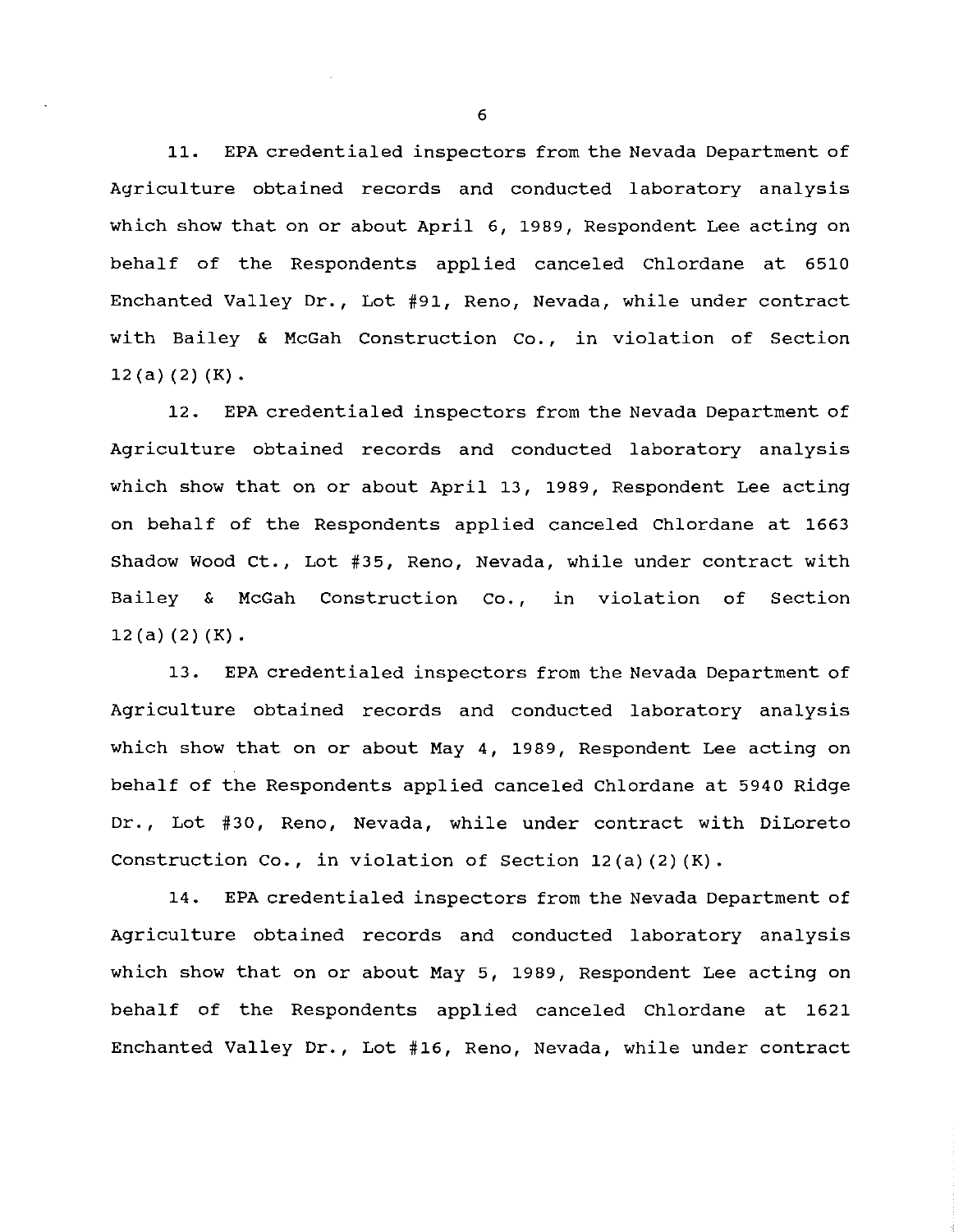11. EPA credentialed inspectors from the Nevada Department of Agriculture obtained records and conducted laboratory analysis which show that on or about April 6, 1989, Respondent Lee acting on behalf of the Respondents applied canceled Chlordane at 6510 Enchanted Valley Dr., Lot #91, Reno, Nevada, while under contract with Bailey & McGah Construction Co., in violation of Section 12(a)(2)(K).

12. EPA credentialed inspectors from the Nevada Department of Agriculture obtained records and conducted laboratory analysis which show that on or about April 13, 1989, Respondent Lee acting on behalf of the Respondents applied canceled Chlordane at 1663 Shadow Wood Ct., Lot #35, Reno, Nevada, while under contract with Bailey & McGah Construction Co., in violation of Section 12(a)(2)(K).

13. EPA credentialed inspectors from the Nevada Department of Agriculture obtained records and conducted laboratory analysis which show that on or about May 4, 1989, Respondent Lee acting on behalf of the Respondents applied canceled Chlordane at 5940 Ridge Dr., Lot #30, Reno, Nevada, while under contract with DiLoreto Construction Co., in violation of Section 12(a)(2)(K).

14. EPA credentialed inspectors from the Nevada Department of Agriculture obtained records and conducted laboratory analysis which show that on or about May 5, 1989, Respondent Lee acting on behalf of the Respondents applied canceled Chlordane at 1621 Enchanted Valley Dr., Lot #16, Reno, Nevada, while under contract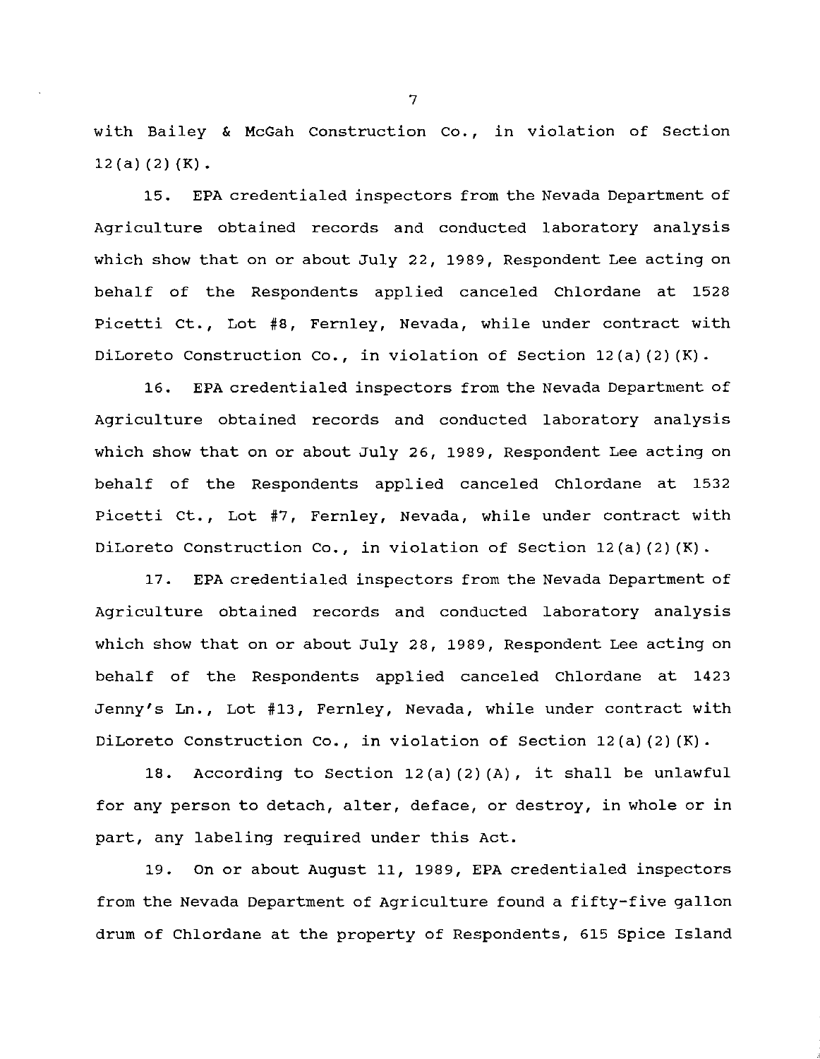with Bailey & McGah Construction Co., in violation of Section 12(a)(2)(K).

15. EPA credentialed inspectors from the Nevada Department of Agriculture obtained records and conducted laboratory analysis which show that on or about July 22, 1989, Respondent Lee acting on behalf of the Respondents applied canceled Chlordane at 1528 Picetti Ct., Lot #8, Fernley, Nevada, while under contract with DiLoreto Construction Co., in violation of Section 12(a)(2)(K).

16. EPA credentialed inspectors from the Nevada Department of Agriculture obtained records and conducted laboratory analysis which show that on or about July 26, 1989, Respondent Lee acting on behalf of the Respondents applied canceled Chlordane at 1532 Picetti Ct., Lot #7, Fernley, Nevada, while under contract with DiLoreto Construction Co., in violation of Section 12(a)(2)(K).

17. EPA credentialed inspectors from the Nevada Department of Agriculture obtained records and conducted laboratory analysis which show that on or about July 28, 1989, Respondent Lee acting on behalf of the Respondents applied canceled Chlordane at 1423 Jenny's Ln., Lot #13, Fernley, Nevada, while under contract with DiLoreto Construction Co., in violation of Section 12(a)(2)(K).

18. According to Section 12(a)(2)(A), it shall be unlawful for any person to detach, alter, deface, or destroy, in whole or in part, any labeling required under this Act.

19. On or about August 11, 1989, EPA credentialed inspectors from the Nevada Department of Agriculture found a fifty-five gallon drum of Chlordane at the property of Respondents, 615 Spice Island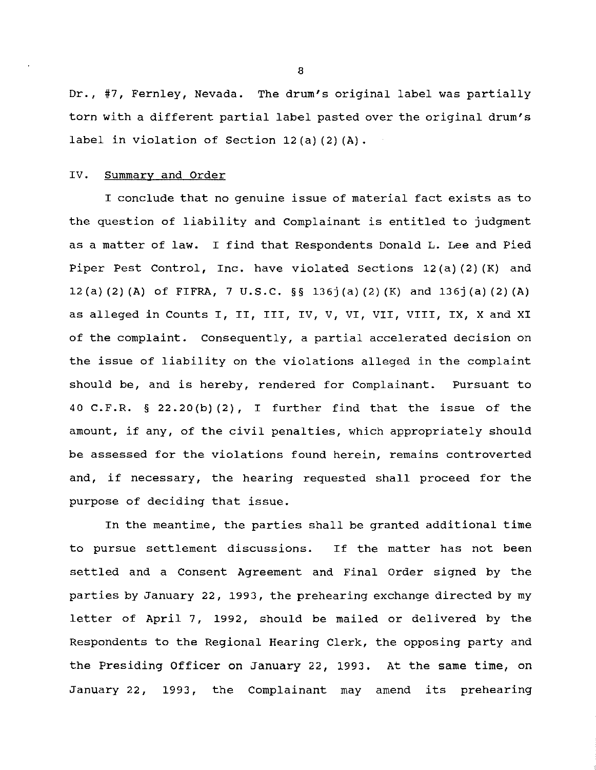Dr., #7, Fernley, Nevada. The drum's original label was partially torn with a different partial label pasted over the original drum's label in violation of Section 12(a)(2)(A).

## IV. Summary and Order

I conclude that no genuine issue of material fact exists as to the question of liability and Complainant is entitled to judgment as a matter of law. I find that Respondents Donald L. Lee and Pied Piper Pest Control, Inc. have violated Sections 12(a)(2)(K) and 12(a)(2)(A) of FIFRA, 7 U.S.C. §§ 136j(a)(2)(K) and 136j(a)(2)(A) as alleged in Counts I, II, III, IV, V, VI, VII, VIII, IX, X and XI of the complaint. Consequently, a partial accelerated decision on the issue of liability on the violations alleged in the complaint should be, and is hereby, rendered for Complainant. Pursuant to 40 C.F.R. § 22.20(b)(2), I further find that the issue of the amount, if any, of the civil penalties, which appropriately should be assessed for the violations found herein, remains controverted and, if necessary, the hearing requested shall proceed for the purpose of deciding that issue.

In the meantime, the parties shall be granted additional time to pursue settlement discussions. If the matter has not been settled and a Consent Agreement and Final Order signed by the parties by January 22, 1993, the prehearing exchange directed by my letter of April 7, 1992, should be mailed or delivered by the Respondents to the Regional Hearing Clerk, the opposing party and the Presiding Officer on January 22, 1993. At the same time, on January 22, 1993, the Complainant may amend its prehearing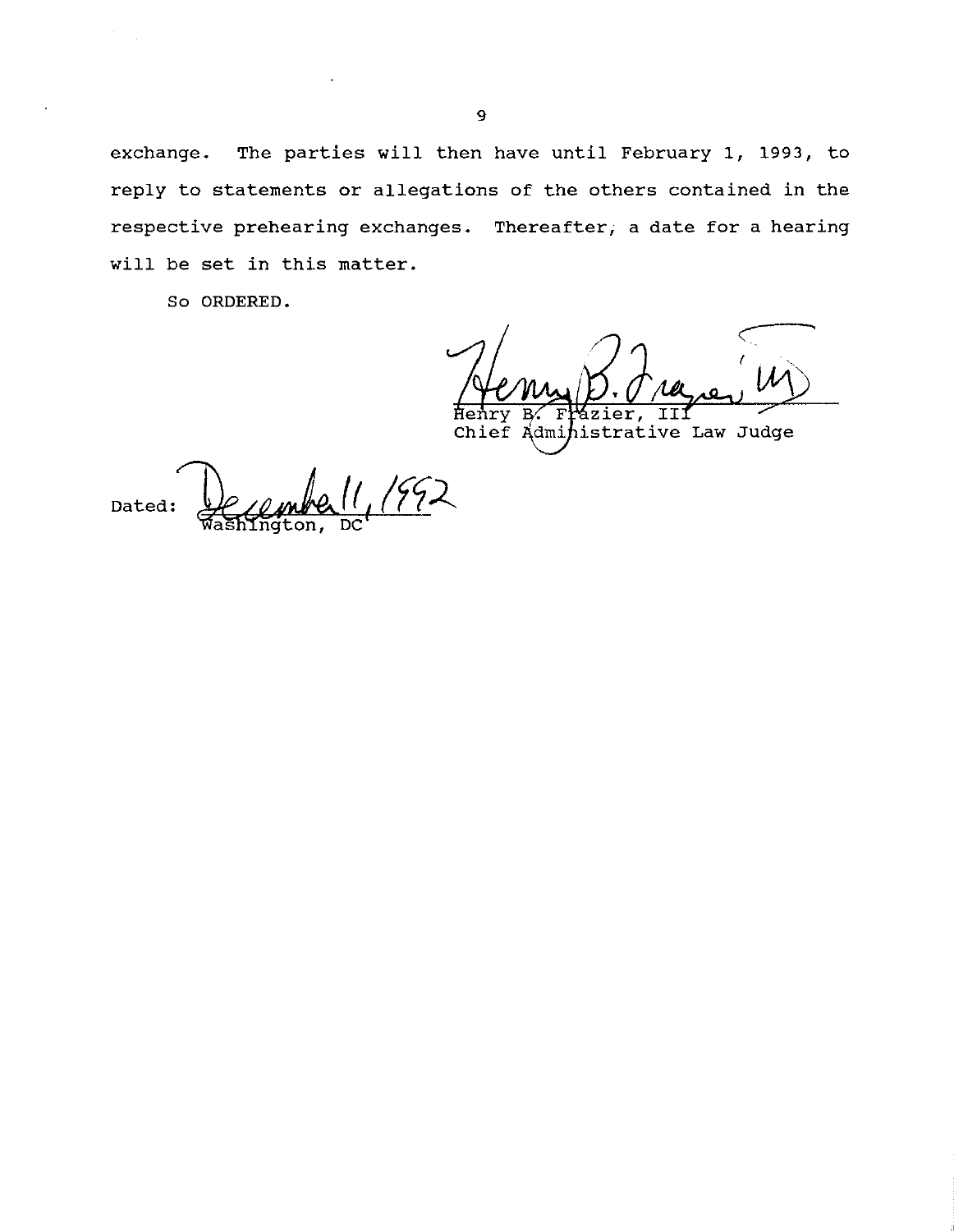exchange. The parties will then have until February 1, 1993, to reply to statements or allegations of the others contained in the respective prehearing exchanges. Thereafter, a date for a hearing will be set in this matter.

So ORDERED.

Henry B. Frazier, III
Chief Administrative Law Judge

Dated: December 11, 1992
Washington, DC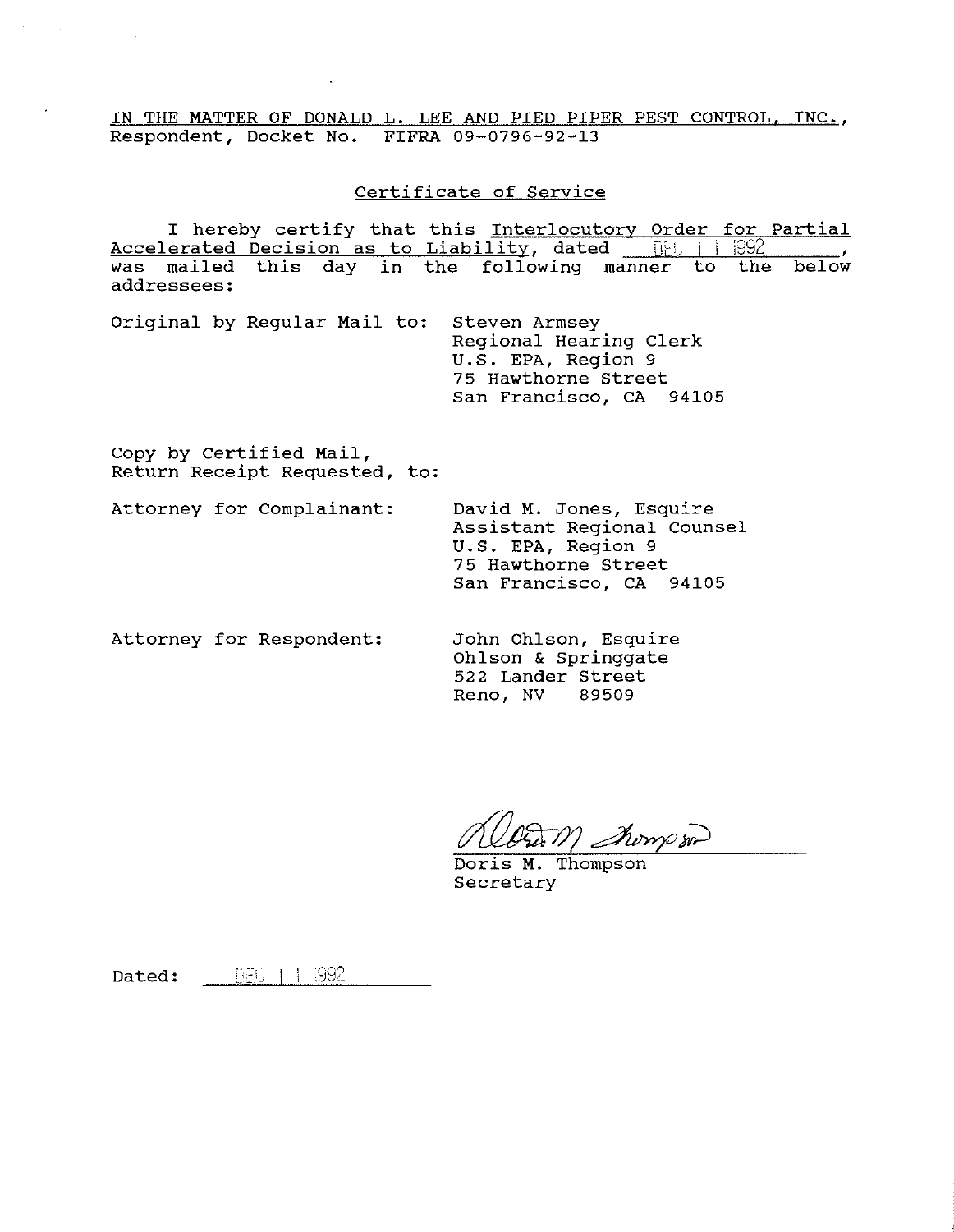IN THE MATTER OF DONALD L. LEE AND PIED PIPER PEST CONTROL, INC., Respondent, Docket No. FIFRA 09-0796-92-13

## Certificate of Service

I hereby certify that this Interlocutory Order for Partial Accelerated Decision as to Liability, dated DEC 11 1992, was mailed this day in the following manner to the below addressees:

Original by Regular Mail to:

Steven Armsey
Regional Hearing Clerk
U.S. EPA, Region 9
75 Hawthorne Street
San Francisco, CA 94105

Copy by Certified Mail, Return Receipt Requested, to:

Attorney for Complainant:

David M. Jones, Esquire
Assistant Regional Counsel
U.S. EPA, Region 9
75 Hawthorne Street
San Francisco, CA 94105

Attorney for Respondent:

John Ohlson, Esquire
Ohlson & Springgate
522 Lander Street
Reno, NV 89509

Doris M. Thompson
Secretary

Dated: DEC 11 1992